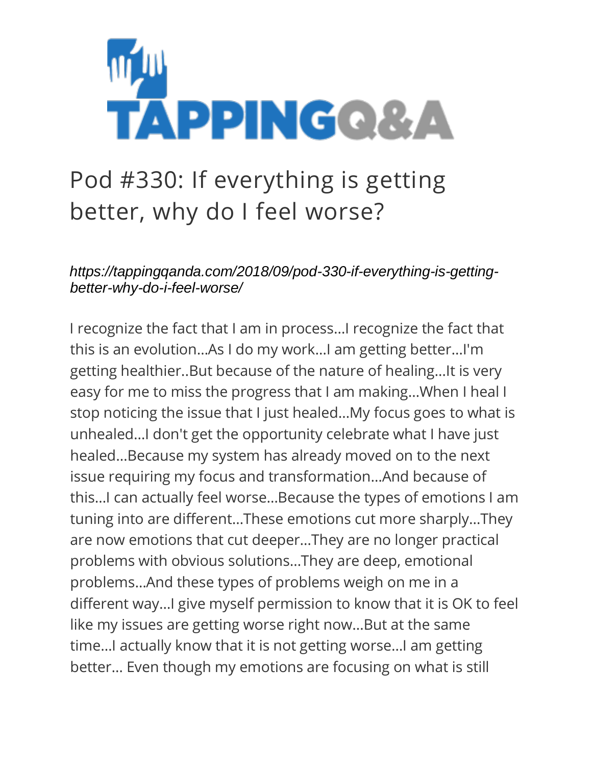# Pod #330: If everything is getting better, why do I feel worse?

*https://tappingqanda.com/2018/09/pod-330-if-everything-is-getting-better-why-do-i-feel-worse/*

I recognize the fact that I am in process...I recognize the fact that this is an evolution...As I do my work...I am getting better...I'm getting healthier..But because of the nature of healing...It is very easy for me to miss the progress that I am making...When I heal I stop noticing the issue that I just healed...My focus goes to what is unhealed...I don't get the opportunity celebrate what I have just healed...Because my system has already moved on to the next issue requiring my focus and transformation...And because of this...I can actually feel worse...Because the types of emotions I am tuning into are different...These emotions cut more sharply...They are now emotions that cut deeper...They are no longer practical problems with obvious solutions...They are deep, emotional problems...And these types of problems weigh on me in a different way...I give myself permission to know that it is OK to feel like my issues are getting worse right now...But at the same time...I actually know that it is not getting worse...I am getting better... Even though my emotions are focusing on what is still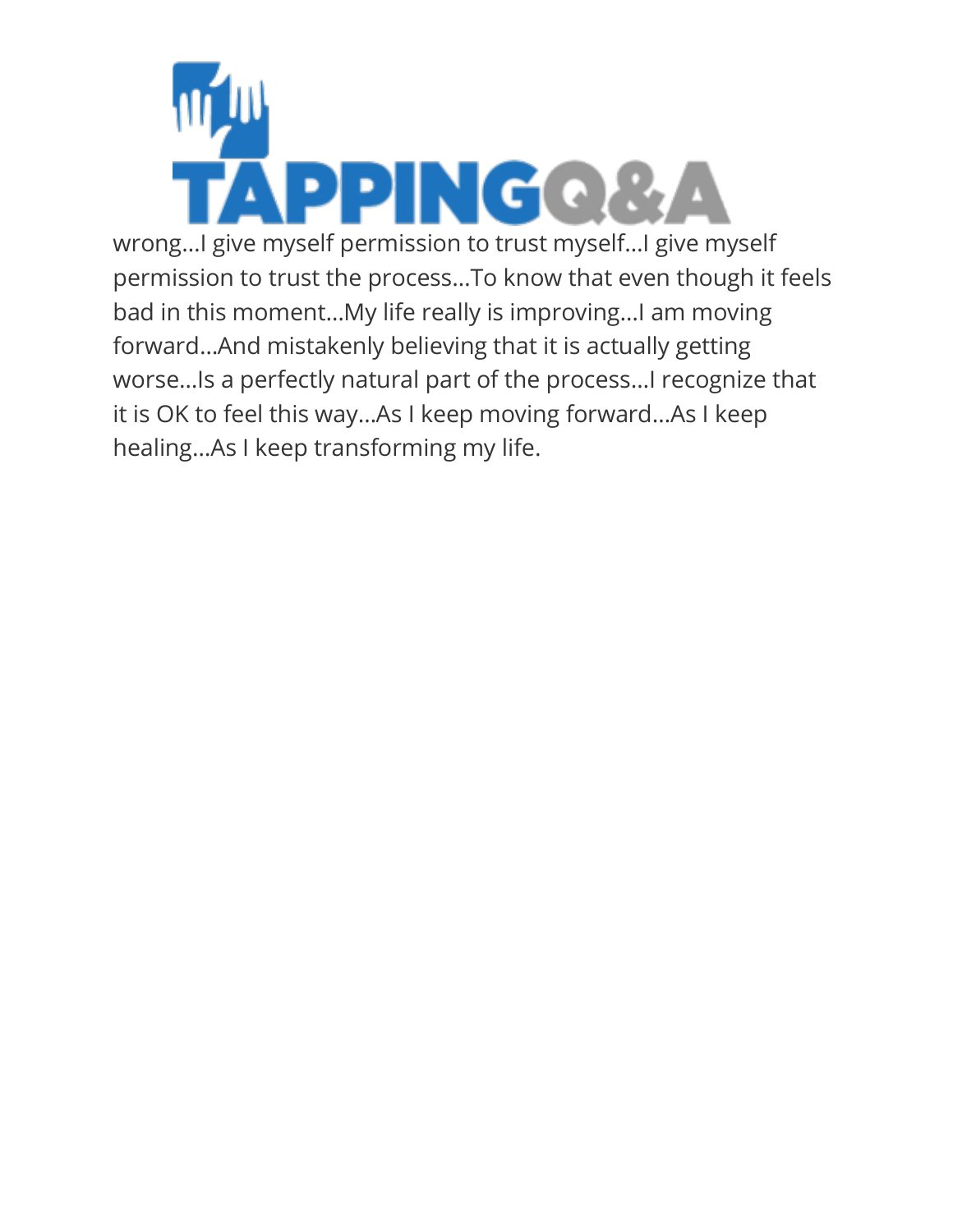wrong...I give myself permission to trust myself...I give myself permission to trust the process...To know that even though it feels bad in this moment...My life really is improving...I am moving forward...And mistakenly believing that it is actually getting worse...Is a perfectly natural part of the process...I recognize that it is OK to feel this way...As I keep moving forward...As I keep healing...As I keep transforming my life.